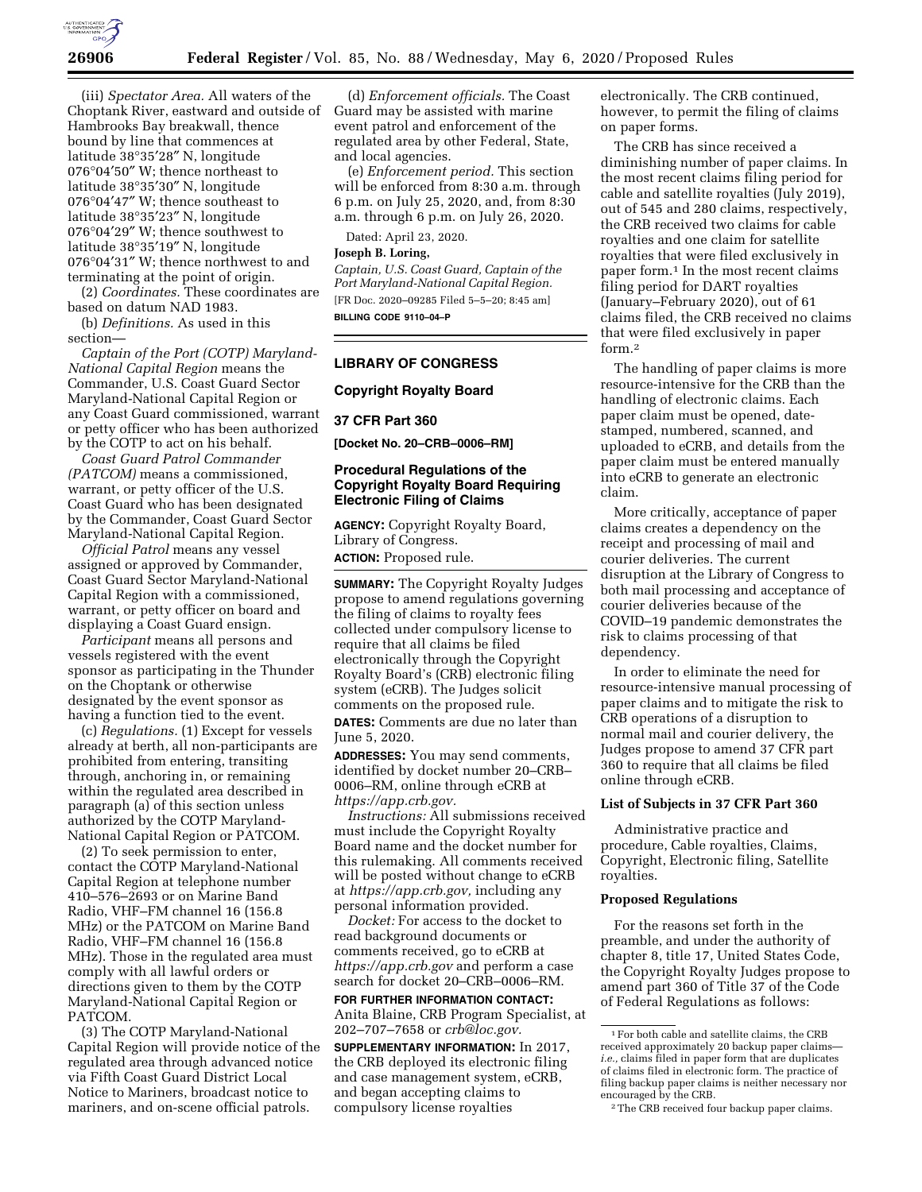(iii) *Spectator Area.* All waters of the Choptank River, eastward and outside of Hambrooks Bay breakwall, thence bound by line that commences at latitude 38°35′28″ N, longitude 076°04′50″ W; thence northeast to latitude 38°35′30″ N, longitude 076°04′47″ W; thence southeast to latitude 38°35′23″ N, longitude 076°04′29″ W; thence southwest to latitude 38°35′19″ N, longitude 076°04′31″ W; thence northwest to and terminating at the point of origin.

(2) *Coordinates.* These coordinates are based on datum NAD 1983.

(b) *Definitions.* As used in this section—

*Captain of the Port (COTP) Maryland-National Capital Region* means the Commander, U.S. Coast Guard Sector Maryland-National Capital Region or any Coast Guard commissioned, warrant or petty officer who has been authorized by the COTP to act on his behalf.

*Coast Guard Patrol Commander (PATCOM)* means a commissioned, warrant, or petty officer of the U.S. Coast Guard who has been designated by the Commander, Coast Guard Sector Maryland-National Capital Region.

*Official Patrol* means any vessel assigned or approved by Commander, Coast Guard Sector Maryland-National Capital Region with a commissioned, warrant, or petty officer on board and displaying a Coast Guard ensign.

*Participant* means all persons and vessels registered with the event sponsor as participating in the Thunder on the Choptank or otherwise designated by the event sponsor as having a function tied to the event.

(c) *Regulations.* (1) Except for vessels already at berth, all non-participants are prohibited from entering, transiting through, anchoring in, or remaining within the regulated area described in paragraph (a) of this section unless authorized by the COTP Maryland-National Capital Region or PATCOM.

(2) To seek permission to enter, contact the COTP Maryland-National Capital Region at telephone number 410–576–2693 or on Marine Band Radio, VHF–FM channel 16 (156.8 MHz) or the PATCOM on Marine Band Radio, VHF–FM channel 16 (156.8 MHz). Those in the regulated area must comply with all lawful orders or directions given to them by the COTP Maryland-National Capital Region or PATCOM.

(3) The COTP Maryland-National Capital Region will provide notice of the regulated area through advanced notice via Fifth Coast Guard District Local Notice to Mariners, broadcast notice to mariners, and on-scene official patrols.

(d) *Enforcement officials.* The Coast Guard may be assisted with marine event patrol and enforcement of the regulated area by other Federal, State, and local agencies.

(e) *Enforcement period.* This section will be enforced from 8:30 a.m. through 6 p.m. on July 25, 2020, and, from 8:30 a.m. through 6 p.m. on July 26, 2020.

Dated: April 23, 2020.

**Joseph B. Loring,**

*Captain, U.S. Coast Guard, Captain of the Port Maryland-National Capital Region.*

[FR Doc. 2020–09285 Filed 5–5–20; 8:45 am]

**BILLING CODE 9110–04–P**

## LIBRARY OF CONGRESS

### Copyright Royalty Board

### 37 CFR Part 360

**[Docket No. 20–CRB–0006–RM]**

### Procedural Regulations of the Copyright Royalty Board Requiring Electronic Filing of Claims

**AGENCY:** Copyright Royalty Board, Library of Congress.

**ACTION:** Proposed rule.

**SUMMARY:** The Copyright Royalty Judges propose to amend regulations governing the filing of claims to royalty fees collected under compulsory license to require that all claims be filed electronically through the Copyright Royalty Board's (CRB) electronic filing system (eCRB). The Judges solicit comments on the proposed rule.

**DATES:** Comments are due no later than June 5, 2020.

**ADDRESSES:** You may send comments, identified by docket number 20–CRB–0006–RM, online through eCRB at *https://app.crb.gov.*

*Instructions:* All submissions received must include the Copyright Royalty Board name and the docket number for this rulemaking. All comments received will be posted without change to eCRB at *https://app.crb.gov,* including any personal information provided.

*Docket:* For access to the docket to read background documents or comments received, go to eCRB at *https://app.crb.gov* and perform a case search for docket 20–CRB–0006–RM.

**FOR FURTHER INFORMATION CONTACT:** Anita Blaine, CRB Program Specialist, at 202–707–7658 or *crb@loc.gov.*

**SUPPLEMENTARY INFORMATION:** In 2017, the CRB deployed its electronic filing and case management system, eCRB, and began accepting claims to compulsory license royalties electronically. The CRB continued, however, to permit the filing of claims on paper forms.

The CRB has since received a diminishing number of paper claims. In the most recent claims filing period for cable and satellite royalties (July 2019), out of 545 and 280 claims, respectively, the CRB received two claims for cable royalties and one claim for satellite royalties that were filed exclusively in paper form.[1] In the most recent claims filing period for DART royalties (January–February 2020), out of 61 claims filed, the CRB received no claims that were filed exclusively in paper form.[2]

The handling of paper claims is more resource-intensive for the CRB than the handling of electronic claims. Each paper claim must be opened, date-stamped, numbered, scanned, and uploaded to eCRB, and details from the paper claim must be entered manually into eCRB to generate an electronic claim.

More critically, acceptance of paper claims creates a dependency on the receipt and processing of mail and courier deliveries. The current disruption at the Library of Congress to both mail processing and acceptance of courier deliveries because of the COVID–19 pandemic demonstrates the risk to claims processing of that dependency.

In order to eliminate the need for resource-intensive manual processing of paper claims and to mitigate the risk to CRB operations of a disruption to normal mail and courier delivery, the Judges propose to amend 37 CFR part 360 to require that all claims be filed online through eCRB.

### List of Subjects in 37 CFR Part 360

Administrative practice and procedure, Cable royalties, Claims, Copyright, Electronic filing, Satellite royalties.

### Proposed Regulations

For the reasons set forth in the preamble, and under the authority of chapter 8, title 17, United States Code, the Copyright Royalty Judges propose to amend part 360 of Title 37 of the Code of Federal Regulations as follows:

---

[1] For both cable and satellite claims, the CRB received approximately 20 backup paper claims—*i.e.,* claims filed in paper form that are duplicates of claims filed in electronic form. The practice of filing backup paper claims is neither necessary nor encouraged by the CRB.

[2] The CRB received four backup paper claims.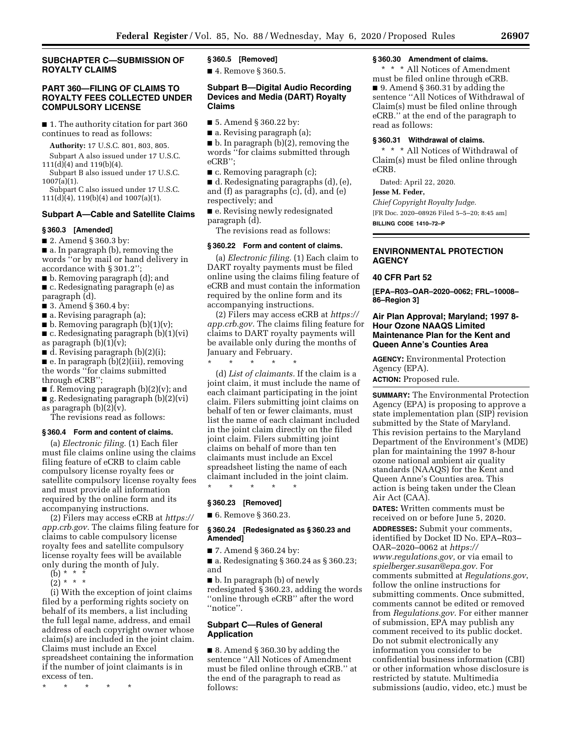## SUBCHAPTER C—SUBMISSION OF ROYALTY CLAIMS

## PART 360—FILING OF CLAIMS TO ROYALTY FEES COLLECTED UNDER COMPULSORY LICENSE

■ 1. The authority citation for part 360 continues to read as follows:

**Authority:** 17 U.S.C. 801, 803, 805.

Subpart A also issued under 17 U.S.C. 111(d)(4) and 119(b)(4).

Subpart B also issued under 17 U.S.C. 1007(a)(1).

Subpart C also issued under 17 U.S.C. 111(d)(4), 119(b)(4) and 1007(a)(1).

### Subpart A—Cable and Satellite Claims

#### § 360.3 [Amended]

■ 2. Amend § 360.3 by:

■ a. In paragraph (b), removing the words "or by mail or hand delivery in accordance with § 301.2";

■ b. Removing paragraph (d); and

■ c. Redesignating paragraph (e) as paragraph (d).

■ 3. Amend § 360.4 by:

■ a. Revising paragraph (a);

■ b. Removing paragraph (b)(1)(v);

■ c. Redesignating paragraph (b)(1)(vi) as paragraph (b)(1)(v);

■ d. Revising paragraph (b)(2)(i);

■ e. In paragraph (b)(2)(iii), removing the words "for claims submitted through eCRB";

■ f. Removing paragraph (b)(2)(v); and

■ g. Redesignating paragraph (b)(2)(vi) as paragraph (b)(2)(v).

The revisions read as follows:

#### § 360.4 Form and content of claims.

(a) *Electronic filing.* (1) Each filer must file claims online using the claims filing feature of eCRB to claim cable compulsory license royalty fees or satellite compulsory license royalty fees and must provide all information required by the online form and its accompanying instructions.

(2) Filers may access eCRB at *https://app.crb.gov.* The claims filing feature for claims to cable compulsory license royalty fees and satellite compulsory license royalty fees will be available only during the month of July.

(b) * * *

(2) * * *

(i) With the exception of joint claims filed by a performing rights society on behalf of its members, a list including the full legal name, address, and email address of each copyright owner whose claim(s) are included in the joint claim. Claims must include an Excel spreadsheet containing the information if the number of joint claimants is in excess of ten.

\* \* \* \* \*

#### § 360.5 [Removed]

■ 4. Remove § 360.5.

### Subpart B—Digital Audio Recording Devices and Media (DART) Royalty Claims

■ 5. Amend § 360.22 by:

■ a. Revising paragraph (a);

■ b. In paragraph (b)(2), removing the words "for claims submitted through eCRB";

■ c. Removing paragraph (c);

■ d. Redesignating paragraphs (d), (e), and (f) as paragraphs (c), (d), and (e) respectively; and

■ e. Revising newly redesignated paragraph (d).

The revisions read as follows:

#### § 360.22 Form and content of claims.

(a) *Electronic filing.* (1) Each claim to DART royalty payments must be filed online using the claims filing feature of eCRB and must contain the information required by the online form and its accompanying instructions.

(2) Filers may access eCRB at *https://app.crb.gov.* The claims filing feature for claims to DART royalty payments will be available only during the months of January and February.

\* \* \* \* \*

(d) *List of claimants.* If the claim is a joint claim, it must include the name of each claimant participating in the joint claim. Filers submitting joint claims on behalf of ten or fewer claimants, must list the name of each claimant included in the joint claim directly on the filed joint claim. Filers submitting joint claims on behalf of more than ten claimants must include an Excel spreadsheet listing the name of each claimant included in the joint claim.

\* \* \* \* \*

#### § 360.23 [Removed]

■ 6. Remove § 360.23.

#### § 360.24 [Redesignated as § 360.23 and Amended]

■ 7. Amend § 360.24 by:

■ a. Redesignating § 360.24 as § 360.23; and

■ b. In paragraph (b) of newly redesignated § 360.23, adding the words "online through eCRB" after the word "notice".

### Subpart C—Rules of General Application

■ 8. Amend § 360.30 by adding the sentence "All Notices of Amendment must be filed online through eCRB." at the end of the paragraph to read as follows:

#### § 360.30 Amendment of claims.

\* \* \* All Notices of Amendment must be filed online through eCRB.

■ 9. Amend § 360.31 by adding the sentence "All Notices of Withdrawal of Claim(s) must be filed online through eCRB." at the end of the paragraph to read as follows:

#### § 360.31 Withdrawal of claims.

\* \* \* All Notices of Withdrawal of Claim(s) must be filed online through eCRB.

Dated: April 22, 2020.

**Jesse M. Feder,**

*Chief Copyright Royalty Judge.*

[FR Doc. 2020–08926 Filed 5–5–20; 8:45 am]

**BILLING CODE 1410–72–P**

---

## ENVIRONMENTAL PROTECTION AGENCY

### 40 CFR Part 52

**[EPA–R03–OAR–2020–0062; FRL–10008–86–Region 3]**

### Air Plan Approval; Maryland; 1997 8-Hour Ozone NAAQS Limited Maintenance Plan for the Kent and Queen Anne's Counties Area

**AGENCY:** Environmental Protection Agency (EPA).

**ACTION:** Proposed rule.

**SUMMARY:** The Environmental Protection Agency (EPA) is proposing to approve a state implementation plan (SIP) revision submitted by the State of Maryland. This revision pertains to the Maryland Department of the Environment's (MDE) plan for maintaining the 1997 8-hour ozone national ambient air quality standards (NAAQS) for the Kent and Queen Anne's Counties area. This action is being taken under the Clean Air Act (CAA).

**DATES:** Written comments must be received on or before June 5, 2020.

**ADDRESSES:** Submit your comments, identified by Docket ID No. EPA–R03–OAR–2020–0062 at *https://www.regulations.gov,* or via email to *spielberger.susan@epa.gov.* For comments submitted at *Regulations.gov*, follow the online instructions for submitting comments. Once submitted, comments cannot be edited or removed from *Regulations.gov*. For either manner of submission, EPA may publish any comment received to its public docket. Do not submit electronically any information you consider to be confidential business information (CBI) or other information whose disclosure is restricted by statute. Multimedia submissions (audio, video, etc.) must be